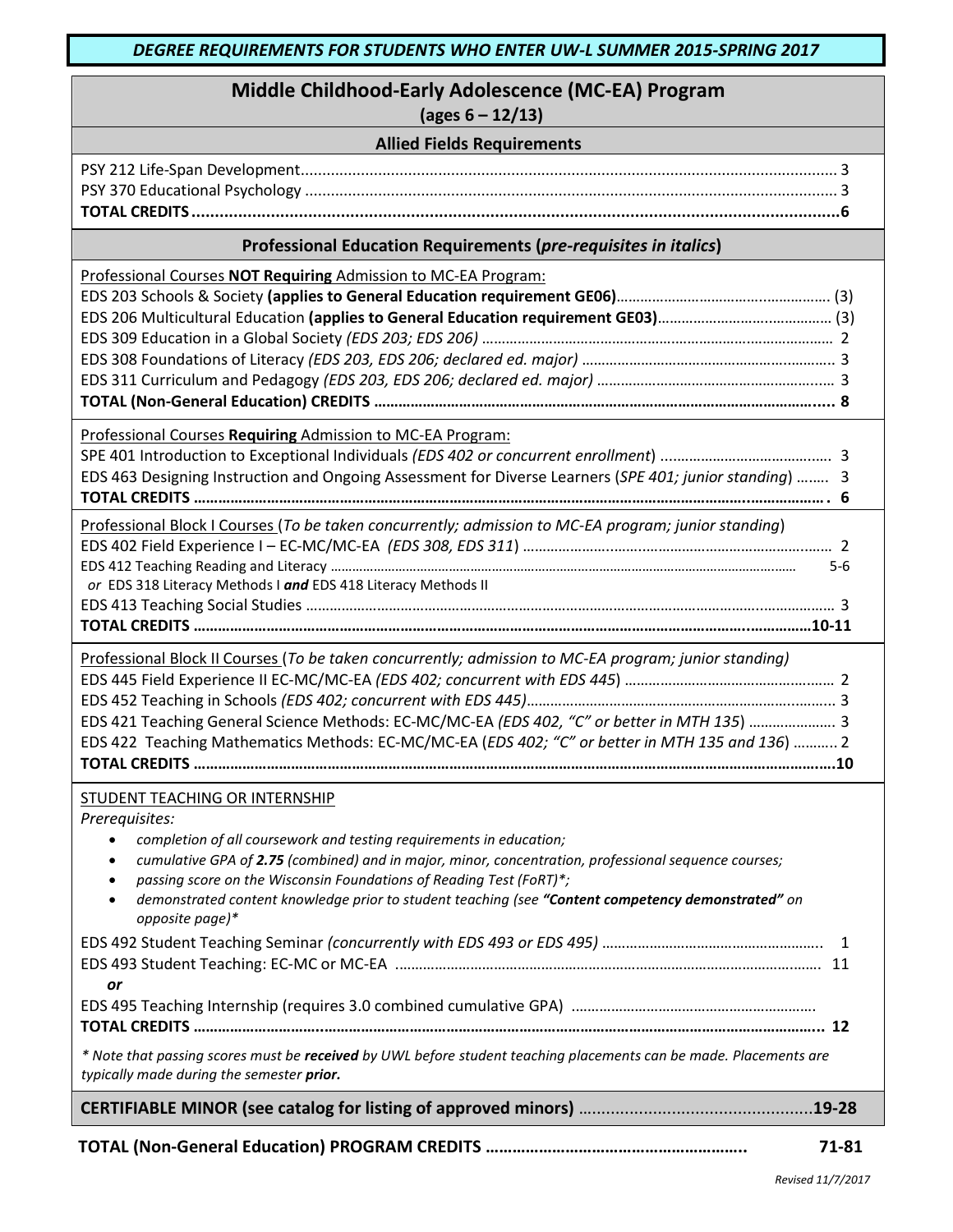***DEGREE REQUIREMENTS FOR STUDENTS WHO ENTER UW-L SUMMER 2015-SPRING 2017***

# Middle Childhood-Early Adolescence (MC-EA) Program

**(ages 6 – 12/13)**

## Allied Fields Requirements

PSY 212 Life-Span Development ........ 3
PSY 370 Educational Psychology ........ 3
**TOTAL CREDITS ........ 6**

## Professional Education Requirements (*pre-requisites in italics*)

Professional Courses **NOT Requiring** Admission to MC-EA Program:

EDS 203 Schools & Society **(applies to General Education requirement GE06)**........ (3)
EDS 206 Multicultural Education **(applies to General Education requirement GE03)**........ (3)
EDS 309 Education in a Global Society *(EDS 203; EDS 206)* ........ 2
EDS 308 Foundations of Literacy *(EDS 203, EDS 206; declared ed. major)* ........ 3
EDS 311 Curriculum and Pedagogy *(EDS 203, EDS 206; declared ed. major)* ........ 3
**TOTAL (Non-General Education) CREDITS ........ 8**

Professional Courses **Requiring** Admission to MC-EA Program:

SPE 401 Introduction to Exceptional Individuals *(EDS 402 or concurrent enrollment)* ........ 3
EDS 463 Designing Instruction and Ongoing Assessment for Diverse Learners (*SPE 401; junior standing*) ........ 3
**TOTAL CREDITS ........ 6**

Professional Block I Courses (*To be taken concurrently; admission to MC-EA program; junior standing*)

EDS 402 Field Experience I – EC-MC/MC-EA *(EDS 308, EDS 311)* ........ 2
EDS 412 Teaching Reading and Literacy ........ 5-6
*or* EDS 318 Literacy Methods I ***and*** EDS 418 Literacy Methods II
EDS 413 Teaching Social Studies ........ 3
**TOTAL CREDITS ........ 10-11**

Professional Block II Courses (*To be taken concurrently; admission to MC-EA program; junior standing)*

EDS 445 Field Experience II EC-MC/MC-EA *(EDS 402; concurrent with EDS 445)* ........ 2
EDS 452 Teaching in Schools *(EDS 402; concurrent with EDS 445)*........ 3
EDS 421 Teaching General Science Methods: EC-MC/MC-EA *(EDS 402, "C" or better in MTH 135)* ........ 3
EDS 422 Teaching Mathematics Methods: EC-MC/MC-EA (*EDS 402; "C" or better in MTH 135 and 136*) ........ 2
**TOTAL CREDITS ........ 10**

STUDENT TEACHING OR INTERNSHIP

*Prerequisites:*

- *completion of all coursework and testing requirements in education;*
- *cumulative GPA of **2.75** (combined) and in major, minor, concentration, professional sequence courses;*
- *passing score on the Wisconsin Foundations of Reading Test (FoRT)\*;*
- *demonstrated content knowledge prior to student teaching (see **"Content competency demonstrated"** on opposite page)\**

EDS 492 Student Teaching Seminar *(concurrently with EDS 493 or EDS 495)* ........ 1
EDS 493 Student Teaching: EC-MC or MC-EA ........ 11
***or***
EDS 495 Teaching Internship (requires 3.0 combined cumulative GPA) ........
**TOTAL CREDITS ........ 12**

*\* Note that passing scores must be **received** by UWL before student teaching placements can be made. Placements are typically made during the semester **prior.***

**CERTIFIABLE MINOR (see catalog for listing of approved minors) ........ 19-28**

**TOTAL (Non-General Education) PROGRAM CREDITS ........ 71-81**

*Revised 11/7/2017*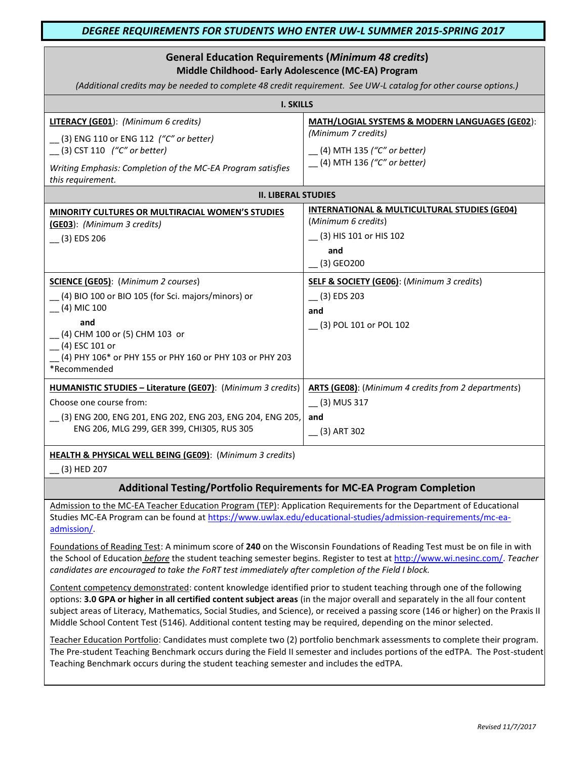## *DEGREE REQUIREMENTS FOR STUDENTS WHO ENTER UW-L SUMMER 2015-SPRING 2017*

### General Education Requirements (*Minimum 48 credits*)

**Middle Childhood- Early Adolescence (MC-EA) Program**

*(Additional credits may be needed to complete 48 credit requirement. See UW-L catalog for other course options.)*

#### I. SKILLS

**LITERACY (GE01)**: *(Minimum 6 credits)*

__ (3) ENG 110 or ENG 112 *("C" or better)*
__ (3) CST 110 *("C" or better)*

*Writing Emphasis: Completion of the MC-EA Program satisfies this requirement.*

**MATH/LOGIAL SYSTEMS & MODERN LANGUAGES (GE02)**: *(Minimum 7 credits)*

__ (4) MTH 135 *("C" or better)*
__ (4) MTH 136 *("C" or better)*

#### II. LIBERAL STUDIES

**MINORITY CULTURES OR MULTIRACIAL WOMEN'S STUDIES (GE03)**: *(Minimum 3 credits)*

__ (3) EDS 206

**INTERNATIONAL & MULTICULTURAL STUDIES (GE04)** *(Minimum 6 credits)*

__ (3) HIS 101 or HIS 102
**and**
__ (3) GEO200

**SCIENCE (GE05)**: (*Minimum 2 courses*)

__ (4) BIO 100 or BIO 105 (for Sci. majors/minors) or
__ (4) MIC 100
**and**
__ (4) CHM 100 or (5) CHM 103 or
__ (4) ESC 101 or
__ (4) PHY 106* or PHY 155 or PHY 160 or PHY 103 or PHY 203
*Recommended

**SELF & SOCIETY (GE06)**: (*Minimum 3 credits*)

__ (3) EDS 203
**and**
__ (3) POL 101 or POL 102

**HUMANISTIC STUDIES – Literature (GE07)**: (*Minimum 3 credits*)

Choose one course from:

__ (3) ENG 200, ENG 201, ENG 202, ENG 203, ENG 204, ENG 205, ENG 206, MLG 299, GER 399, CHI305, RUS 305

**ARTS (GE08)**: (*Minimum 4 credits from 2 departments*)

__ (3) MUS 317
**and**
__ (3) ART 302

**HEALTH & PHYSICAL WELL BEING (GE09)**: (*Minimum 3 credits*)

__ (3) HED 207

### Additional Testing/Portfolio Requirements for MC-EA Program Completion

Admission to the MC-EA Teacher Education Program (TEP): Application Requirements for the Department of Educational Studies MC-EA Program can be found at https://www.uwlax.edu/educational-studies/admission-requirements/mc-ea-admission/.

Foundations of Reading Test: A minimum score of **240** on the Wisconsin Foundations of Reading Test must be on file in with the School of Education *before* the student teaching semester begins. Register to test at http://www.wi.nesinc.com/. *Teacher candidates are encouraged to take the FoRT test immediately after completion of the Field I block.*

Content competency demonstrated: content knowledge identified prior to student teaching through one of the following options: **3.0 GPA or higher in all certified content subject areas** (in the major overall and separately in the all four content subject areas of Literacy, Mathematics, Social Studies, and Science), or received a passing score (146 or higher) on the Praxis II Middle School Content Test (5146). Additional content testing may be required, depending on the minor selected.

Teacher Education Portfolio: Candidates must complete two (2) portfolio benchmark assessments to complete their program. The Pre-student Teaching Benchmark occurs during the Field II semester and includes portions of the edTPA. The Post-student Teaching Benchmark occurs during the student teaching semester and includes the edTPA.

*Revised 11/7/2017*